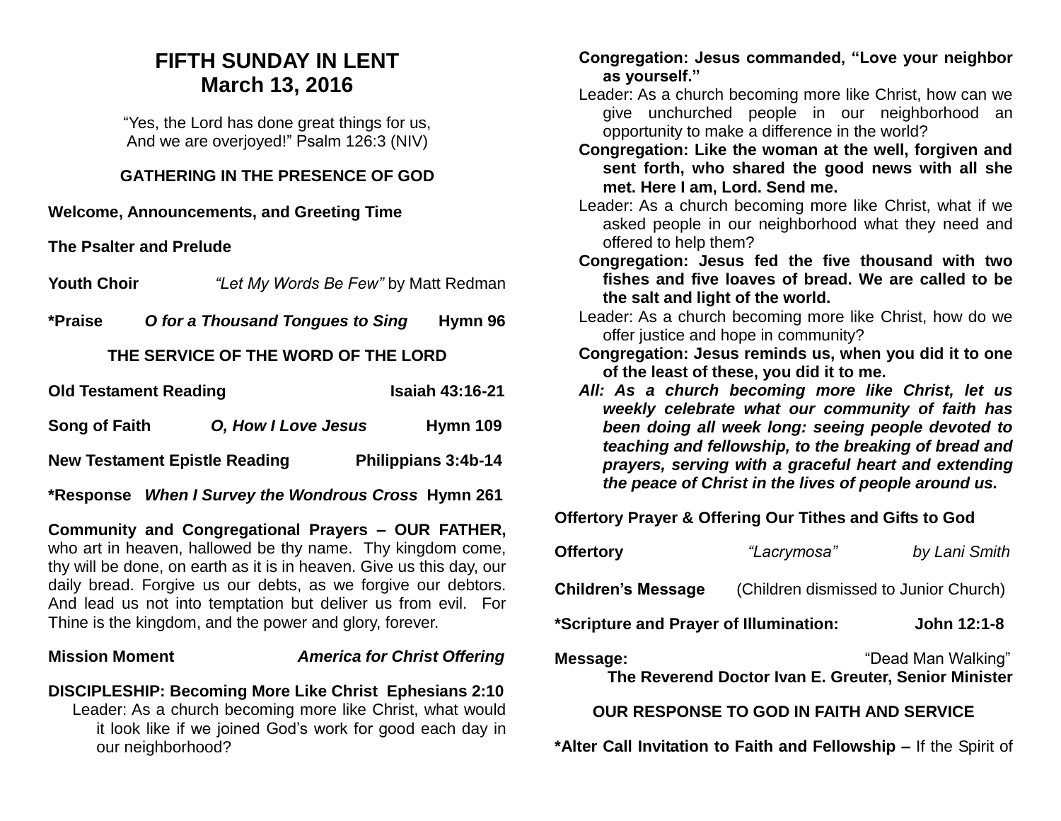# FIFTH SUNDAY IN LENT
# March 13, 2016

"Yes, the Lord has done great things for us,
And we are overjoyed!" Psalm 126:3 (NIV)

## GATHERING IN THE PRESENCE OF GOD

**Welcome, Announcements, and Greeting Time**

**The Psalter and Prelude**

**Youth Choir** *"Let My Words Be Few"* by Matt Redman

**\*Praise** ***O for a Thousand Tongues to Sing*** **Hymn 96**

## THE SERVICE OF THE WORD OF THE LORD

**Old Testament Reading** **Isaiah 43:16-21**

**Song of Faith** ***O, How I Love Jesus*** **Hymn 109**

**New Testament Epistle Reading** **Philippians 3:4b-14**

**\*Response** ***When I Survey the Wondrous Cross*** **Hymn 261**

**Community and Congregational Prayers – OUR FATHER,** who art in heaven, hallowed be thy name. Thy kingdom come, thy will be done, on earth as it is in heaven. Give us this day, our daily bread. Forgive us our debts, as we forgive our debtors. And lead us not into temptation but deliver us from evil. For Thine is the kingdom, and the power and glory, forever.

**Mission Moment** ***America for Christ Offering***

**DISCIPLESHIP: Becoming More Like Christ Ephesians 2:10**

Leader: As a church becoming more like Christ, what would it look like if we joined God's work for good each day in our neighborhood?

**Congregation: Jesus commanded, "Love your neighbor as yourself."**

Leader: As a church becoming more like Christ, how can we give unchurched people in our neighborhood an opportunity to make a difference in the world?

**Congregation: Like the woman at the well, forgiven and sent forth, who shared the good news with all she met. Here I am, Lord. Send me.**

Leader: As a church becoming more like Christ, what if we asked people in our neighborhood what they need and offered to help them?

**Congregation: Jesus fed the five thousand with two fishes and five loaves of bread. We are called to be the salt and light of the world.**

Leader: As a church becoming more like Christ, how do we offer justice and hope in community?

**Congregation: Jesus reminds us, when you did it to one of the least of these, you did it to me.**

***All: As a church becoming more like Christ, let us weekly celebrate what our community of faith has been doing all week long: seeing people devoted to teaching and fellowship, to the breaking of bread and prayers, serving with a graceful heart and extending the peace of Christ in the lives of people around us.***

**Offertory Prayer & Offering Our Tithes and Gifts to God**

**Offertory** *"Lacrymosa"* *by Lani Smith*

**Children's Message** (Children dismissed to Junior Church)

**\*Scripture and Prayer of Illumination:** **John 12:1-8**

**Message:** "Dead Man Walking"
**The Reverend Doctor Ivan E. Greuter, Senior Minister**

## OUR RESPONSE TO GOD IN FAITH AND SERVICE

**\*Alter Call Invitation to Faith and Fellowship –** If the Spirit of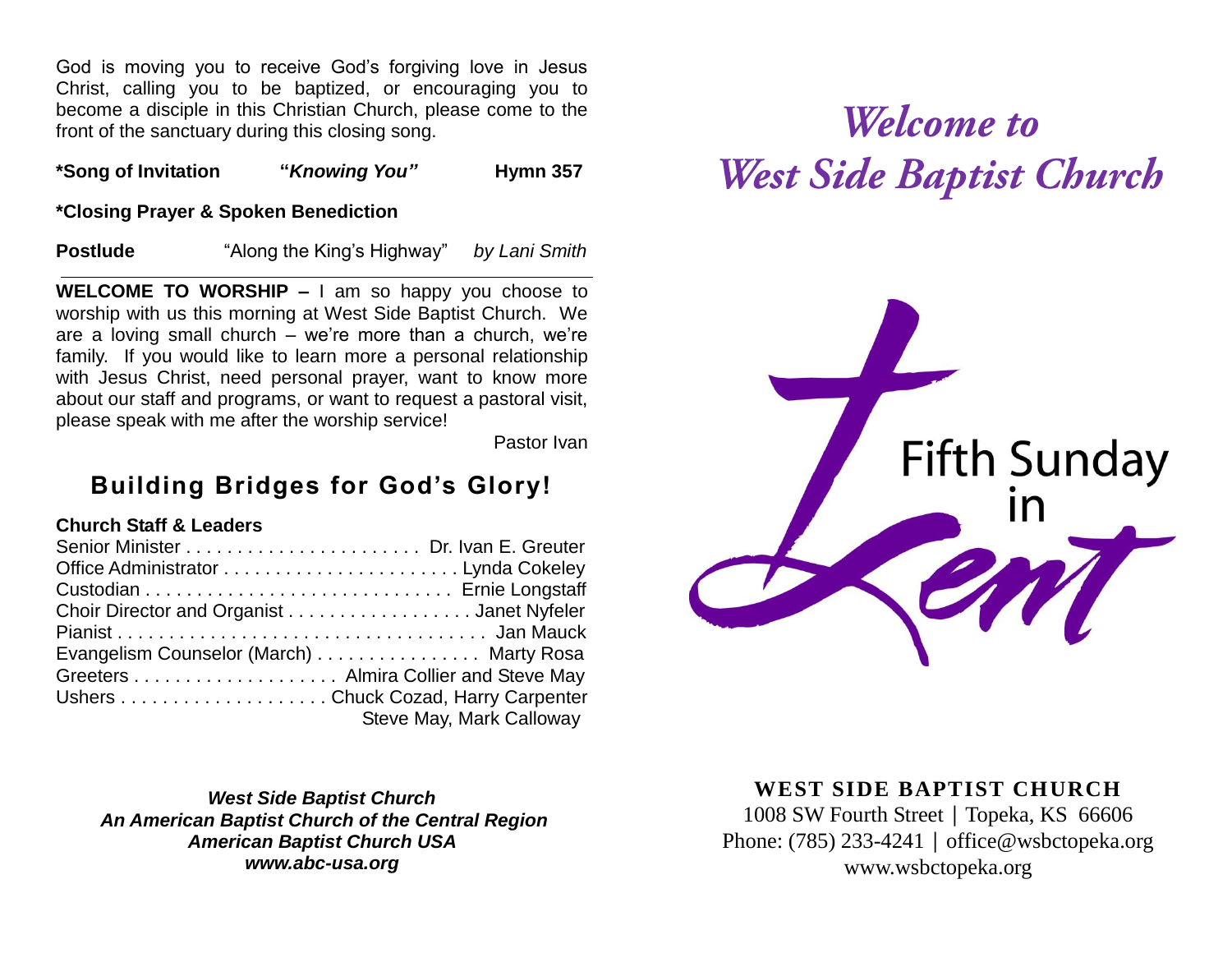God is moving you to receive God's forgiving love in Jesus Christ, calling you to be baptized, or encouraging you to become a disciple in this Christian Church, please come to the front of the sanctuary during this closing song.

**\*Song of Invitation** **"*Knowing You*"** **Hymn 357**

**\*Closing Prayer & Spoken Benediction**

**Postlude** "Along the King's Highway" *by Lani Smith*

---

**WELCOME TO WORSHIP –** I am so happy you choose to worship with us this morning at West Side Baptist Church. We are a loving small church – we're more than a church, we're family. If you would like to learn more a personal relationship with Jesus Christ, need personal prayer, want to know more about our staff and programs, or want to request a pastoral visit, please speak with me after the worship service!

Pastor Ivan

## Building Bridges for God's Glory!

**Church Staff & Leaders**

Senior Minister . . . . . . . . . . . . . . . . . . . . . . . Dr. Ivan E. Greuter
Office Administrator . . . . . . . . . . . . . . . . . . . . . . Lynda Cokeley
Custodian . . . . . . . . . . . . . . . . . . . . . . . . . . . . . Ernie Longstaff
Choir Director and Organist . . . . . . . . . . . . . . . . . . Janet Nyfeler
Pianist . . . . . . . . . . . . . . . . . . . . . . . . . . . . . . . . . . . Jan Mauck
Evangelism Counselor (March) . . . . . . . . . . . . . . . . Marty Rosa
Greeters . . . . . . . . . . . . . . . . . . . . Almira Collier and Steve May
Ushers . . . . . . . . . . . . . . . . . . . . Chuck Cozad, Harry Carpenter
Steve May, Mark Calloway

***West Side Baptist Church***
***An American Baptist Church of the Central Region***
***American Baptist Church USA***
***www.abc-usa.org***

# *Welcome to West Side Baptist Church*

Fifth Sunday in Lent

**WEST SIDE BAPTIST CHURCH**
1008 SW Fourth Street | Topeka, KS 66606
Phone: (785) 233-4241 | office@wsbctopeka.org
www.wsbctopeka.org